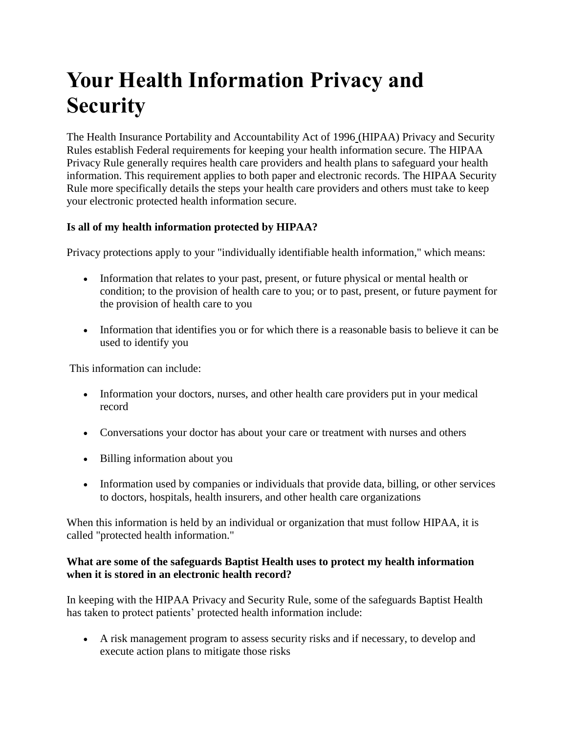# Your Health Information Privacy and Security

The Health Insurance Portability and Accountability Act of 1996 (HIPAA) Privacy and Security Rules establish Federal requirements for keeping your health information secure. The HIPAA Privacy Rule generally requires health care providers and health plans to safeguard your health information. This requirement applies to both paper and electronic records. The HIPAA Security Rule more specifically details the steps your health care providers and others must take to keep your electronic protected health information secure.

**Is all of my health information protected by HIPAA?**

Privacy protections apply to your "individually identifiable health information," which means:

- Information that relates to your past, present, or future physical or mental health or condition; to the provision of health care to you; or to past, present, or future payment for the provision of health care to you
- Information that identifies you or for which there is a reasonable basis to believe it can be used to identify you

This information can include:

- Information your doctors, nurses, and other health care providers put in your medical record
- Conversations your doctor has about your care or treatment with nurses and others
- Billing information about you
- Information used by companies or individuals that provide data, billing, or other services to doctors, hospitals, health insurers, and other health care organizations

When this information is held by an individual or organization that must follow HIPAA, it is called "protected health information."

**What are some of the safeguards Baptist Health uses to protect my health information when it is stored in an electronic health record?**

In keeping with the HIPAA Privacy and Security Rule, some of the safeguards Baptist Health has taken to protect patients' protected health information include:

- A risk management program to assess security risks and if necessary, to develop and execute action plans to mitigate those risks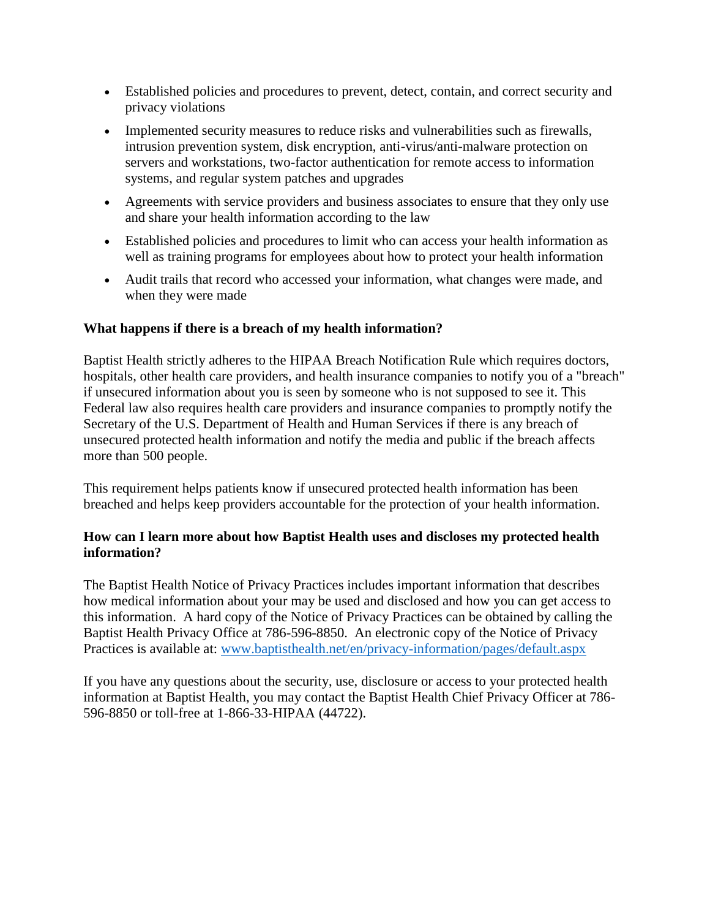- Established policies and procedures to prevent, detect, contain, and correct security and privacy violations
- Implemented security measures to reduce risks and vulnerabilities such as firewalls, intrusion prevention system, disk encryption, anti-virus/anti-malware protection on servers and workstations, two-factor authentication for remote access to information systems, and regular system patches and upgrades
- Agreements with service providers and business associates to ensure that they only use and share your health information according to the law
- Established policies and procedures to limit who can access your health information as well as training programs for employees about how to protect your health information
- Audit trails that record who accessed your information, what changes were made, and when they were made

**What happens if there is a breach of my health information?**

Baptist Health strictly adheres to the HIPAA Breach Notification Rule which requires doctors, hospitals, other health care providers, and health insurance companies to notify you of a "breach" if unsecured information about you is seen by someone who is not supposed to see it. This Federal law also requires health care providers and insurance companies to promptly notify the Secretary of the U.S. Department of Health and Human Services if there is any breach of unsecured protected health information and notify the media and public if the breach affects more than 500 people.

This requirement helps patients know if unsecured protected health information has been breached and helps keep providers accountable for the protection of your health information.

**How can I learn more about how Baptist Health uses and discloses my protected health information?**

The Baptist Health Notice of Privacy Practices includes important information that describes how medical information about your may be used and disclosed and how you can get access to this information. A hard copy of the Notice of Privacy Practices can be obtained by calling the Baptist Health Privacy Office at 786-596-8850. An electronic copy of the Notice of Privacy Practices is available at: [www.baptisthealth.net/en/privacy-information/pages/default.aspx](http://www.baptisthealth.net/en/privacy-information/pages/default.aspx)

If you have any questions about the security, use, disclosure or access to your protected health information at Baptist Health, you may contact the Baptist Health Chief Privacy Officer at 786-596-8850 or toll-free at 1-866-33-HIPAA (44722).